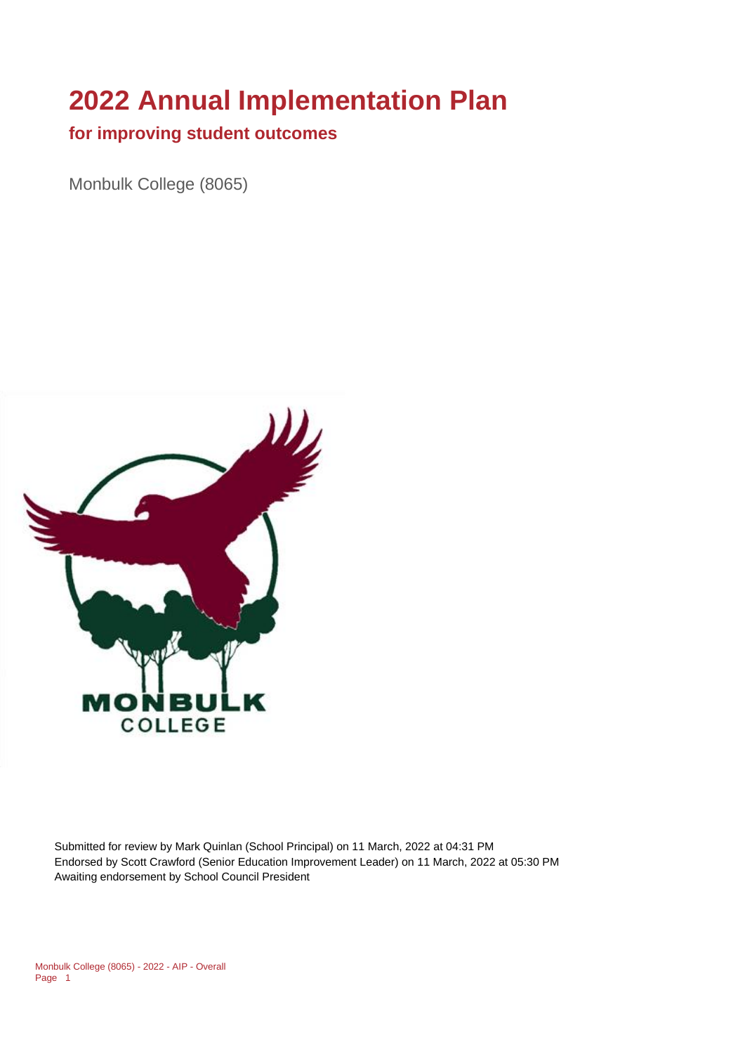# 2022 Annual Implementation Plan

## for improving student outcomes

Monbulk College (8065)

Submitted for review by Mark Quinlan (School Principal) on 11 March, 2022 at 04:31 PM
Endorsed by Scott Crawford (Senior Education Improvement Leader) on 11 March, 2022 at 05:30 PM
Awaiting endorsement by School Council President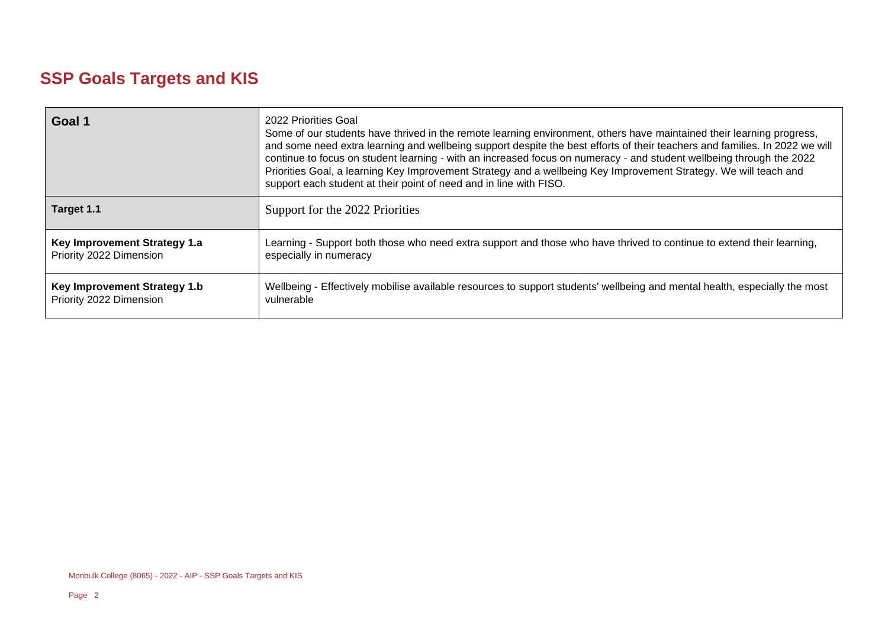# SSP Goals Targets and KIS

| | |
|---|---|
| **Goal 1** | 2022 Priorities Goal<br>Some of our students have thrived in the remote learning environment, others have maintained their learning progress, and some need extra learning and wellbeing support despite the best efforts of their teachers and families. In 2022 we will continue to focus on student learning - with an increased focus on numeracy - and student wellbeing through the 2022 Priorities Goal, a learning Key Improvement Strategy and a wellbeing Key Improvement Strategy. We will teach and support each student at their point of need and in line with FISO. |
| **Target 1.1** | Support for the 2022 Priorities |
| **Key Improvement Strategy 1.a**<br>Priority 2022 Dimension | Learning - Support both those who need extra support and those who have thrived to continue to extend their learning, especially in numeracy |
| **Key Improvement Strategy 1.b**<br>Priority 2022 Dimension | Wellbeing - Effectively mobilise available resources to support students' wellbeing and mental health, especially the most vulnerable |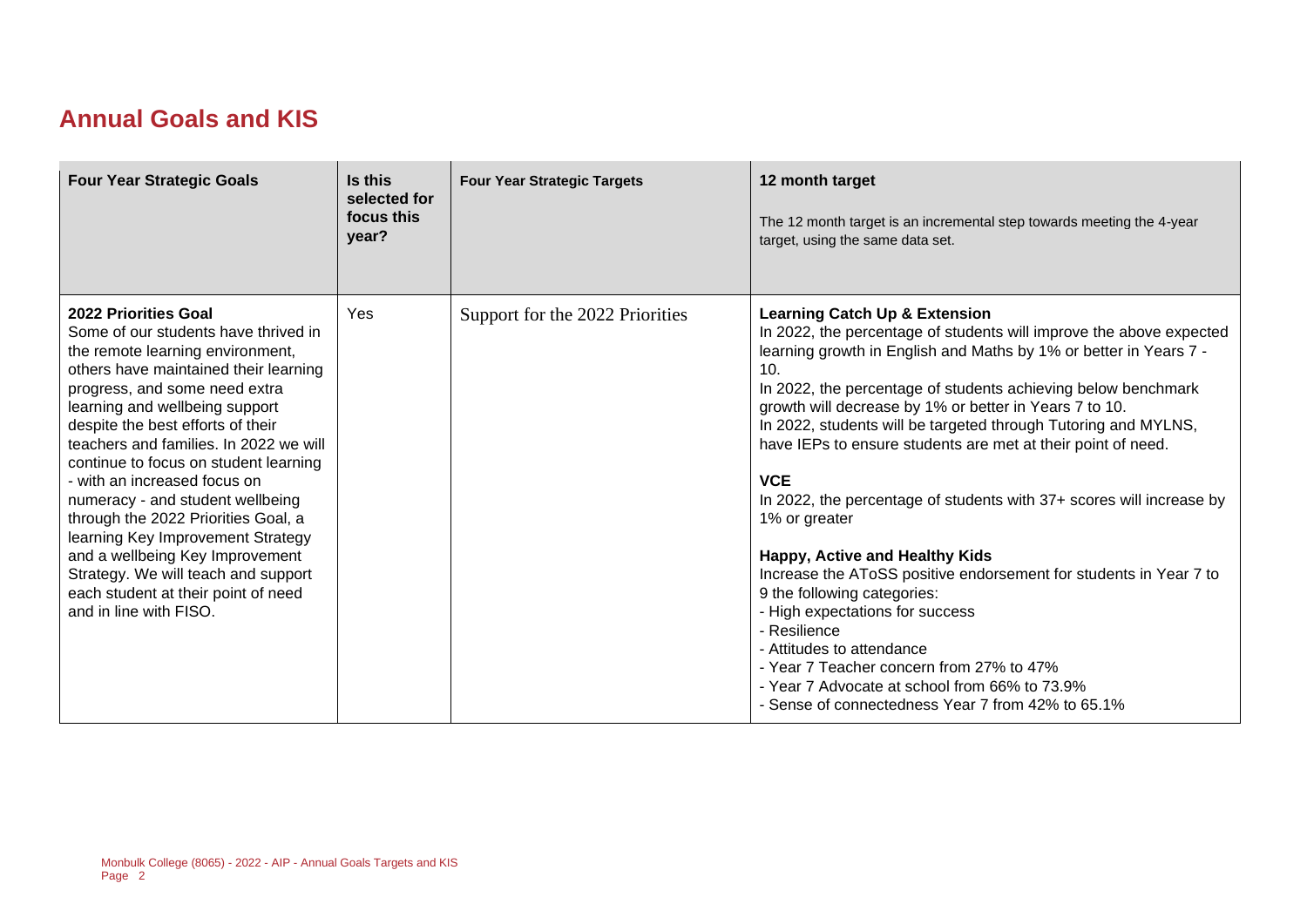## Annual Goals and KIS

| Four Year Strategic Goals | Is this selected for focus this year? | Four Year Strategic Targets | 12 month target<br><br>The 12 month target is an incremental step towards meeting the 4-year target, using the same data set. |
|---|---|---|---|
| **2022 Priorities Goal**<br>Some of our students have thrived in the remote learning environment, others have maintained their learning progress, and some need extra learning and wellbeing support despite the best efforts of their teachers and families. In 2022 we will continue to focus on student learning - with an increased focus on numeracy - and student wellbeing through the 2022 Priorities Goal, a learning Key Improvement Strategy and a wellbeing Key Improvement Strategy. We will teach and support each student at their point of need and in line with FISO. | Yes | Support for the 2022 Priorities | **Learning Catch Up & Extension**<br>In 2022, the percentage of students will improve the above expected learning growth in English and Maths by 1% or better in Years 7 - 10.<br>In 2022, the percentage of students achieving below benchmark growth will decrease by 1% or better in Years 7 to 10.<br>In 2022, students will be targeted through Tutoring and MYLNS, have IEPs to ensure students are met at their point of need.<br><br>**VCE**<br>In 2022, the percentage of students with 37+ scores will increase by 1% or greater<br><br>**Happy, Active and Healthy Kids**<br>Increase the AToSS positive endorsement for students in Year 7 to 9 the following categories:<br>- High expectations for success<br>- Resilience<br>- Attitudes to attendance<br>- Year 7 Teacher concern from 27% to 47%<br>- Year 7 Advocate at school from 66% to 73.9%<br>- Sense of connectedness Year 7 from 42% to 65.1% |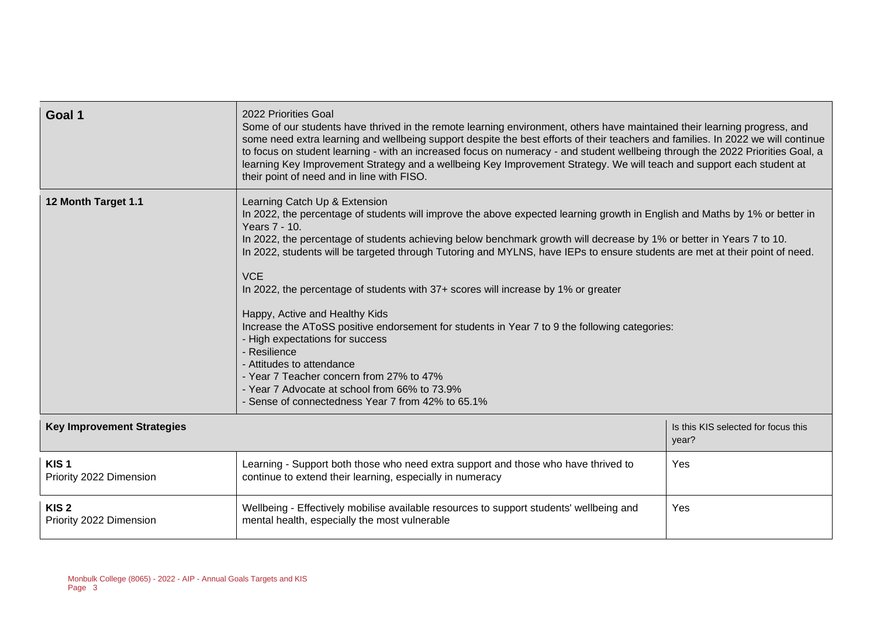| Goal 1 | 2022 Priorities Goal<br>Some of our students have thrived in the remote learning environment, others have maintained their learning progress, and some need extra learning and wellbeing support despite the best efforts of their teachers and families. In 2022 we will continue to focus on student learning - with an increased focus on numeracy - and student wellbeing through the 2022 Priorities Goal, a learning Key Improvement Strategy and a wellbeing Key Improvement Strategy. We will teach and support each student at their point of need and in line with FISO. | |
|---|---|---|
| 12 Month Target 1.1 | Learning Catch Up & Extension<br>In 2022, the percentage of students will improve the above expected learning growth in English and Maths by 1% or better in Years 7 - 10.<br>In 2022, the percentage of students achieving below benchmark growth will decrease by 1% or better in Years 7 to 10.<br>In 2022, students will be targeted through Tutoring and MYLNS, have IEPs to ensure students are met at their point of need.<br><br>VCE<br>In 2022, the percentage of students with 37+ scores will increase by 1% or greater<br><br>Happy, Active and Healthy Kids<br>Increase the AToSS positive endorsement for students in Year 7 to 9 the following categories:<br>- High expectations for success<br>- Resilience<br>- Attitudes to attendance<br>- Year 7 Teacher concern from 27% to 47%<br>- Year 7 Advocate at school from 66% to 73.9%<br>- Sense of connectedness Year 7 from 42% to 65.1% | |
| **Key Improvement Strategies** | | Is this KIS selected for focus this year? |
| **KIS 1**<br>Priority 2022 Dimension | Learning - Support both those who need extra support and those who have thrived to continue to extend their learning, especially in numeracy | Yes |
| **KIS 2**<br>Priority 2022 Dimension | Wellbeing - Effectively mobilise available resources to support students' wellbeing and mental health, especially the most vulnerable | Yes |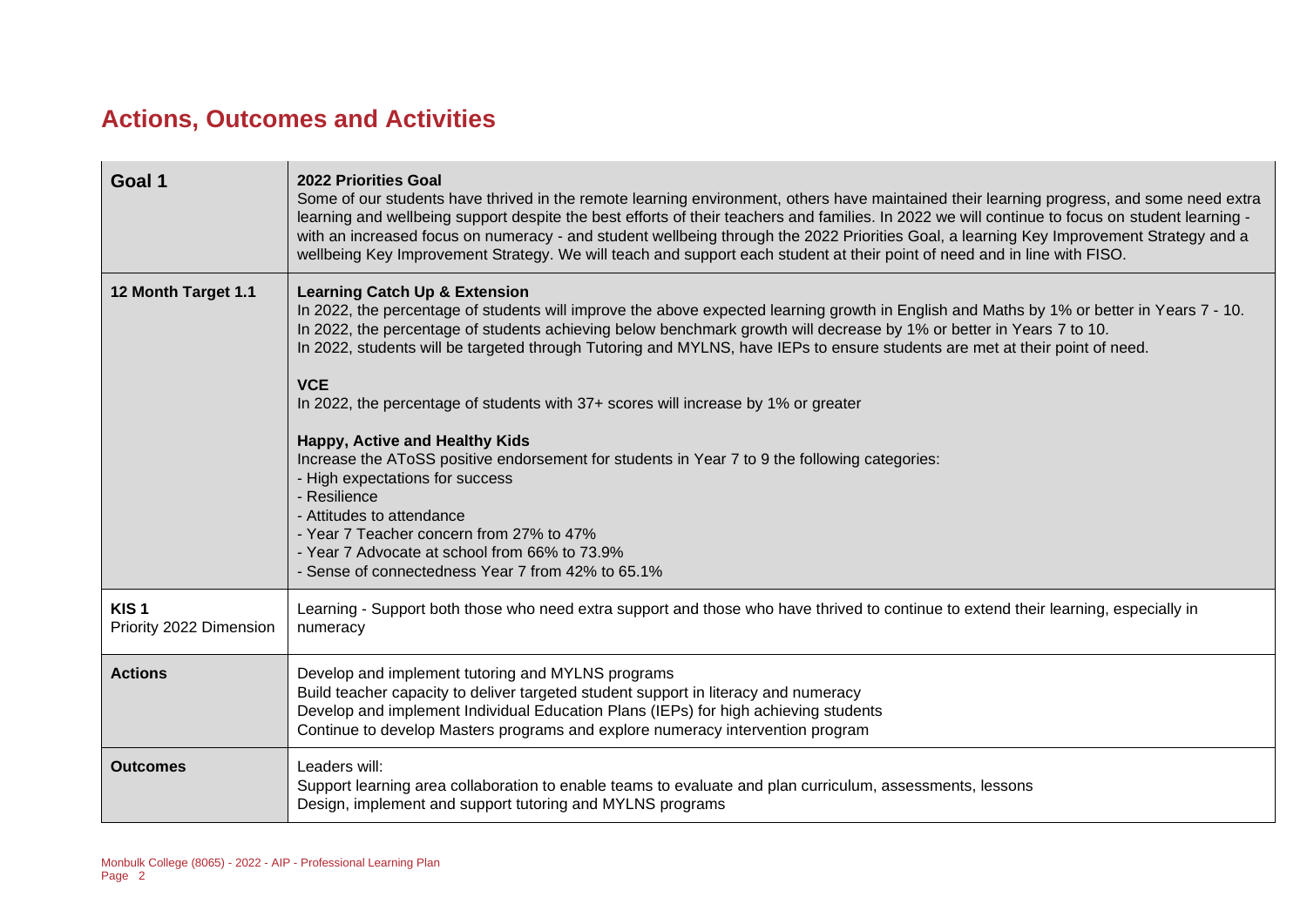## Actions, Outcomes and Activities

| Goal 1 | 2022 Priorities Goal<br>Some of our students have thrived in the remote learning environment, others have maintained their learning progress, and some need extra learning and wellbeing support despite the best efforts of their teachers and families. In 2022 we will continue to focus on student learning - with an increased focus on numeracy - and student wellbeing through the 2022 Priorities Goal, a learning Key Improvement Strategy and a wellbeing Key Improvement Strategy. We will teach and support each student at their point of need and in line with FISO. |
|---|---|
| **12 Month Target 1.1** | **Learning Catch Up & Extension**<br>In 2022, the percentage of students will improve the above expected learning growth in English and Maths by 1% or better in Years 7 - 10.<br>In 2022, the percentage of students achieving below benchmark growth will decrease by 1% or better in Years 7 to 10.<br>In 2022, students will be targeted through Tutoring and MYLNS, have IEPs to ensure students are met at their point of need.<br><br>**VCE**<br>In 2022, the percentage of students with 37+ scores will increase by 1% or greater<br><br>**Happy, Active and Healthy Kids**<br>Increase the AToSS positive endorsement for students in Year 7 to 9 the following categories:<br>- High expectations for success<br>- Resilience<br>- Attitudes to attendance<br>- Year 7 Teacher concern from 27% to 47%<br>- Year 7 Advocate at school from 66% to 73.9%<br>- Sense of connectedness Year 7 from 42% to 65.1% |
| **KIS 1**<br>Priority 2022 Dimension | Learning - Support both those who need extra support and those who have thrived to continue to extend their learning, especially in numeracy |
| **Actions** | Develop and implement tutoring and MYLNS programs<br>Build teacher capacity to deliver targeted student support in literacy and numeracy<br>Develop and implement Individual Education Plans (IEPs) for high achieving students<br>Continue to develop Masters programs and explore numeracy intervention program |
| **Outcomes** | Leaders will:<br>Support learning area collaboration to enable teams to evaluate and plan curriculum, assessments, lessons<br>Design, implement and support tutoring and MYLNS programs |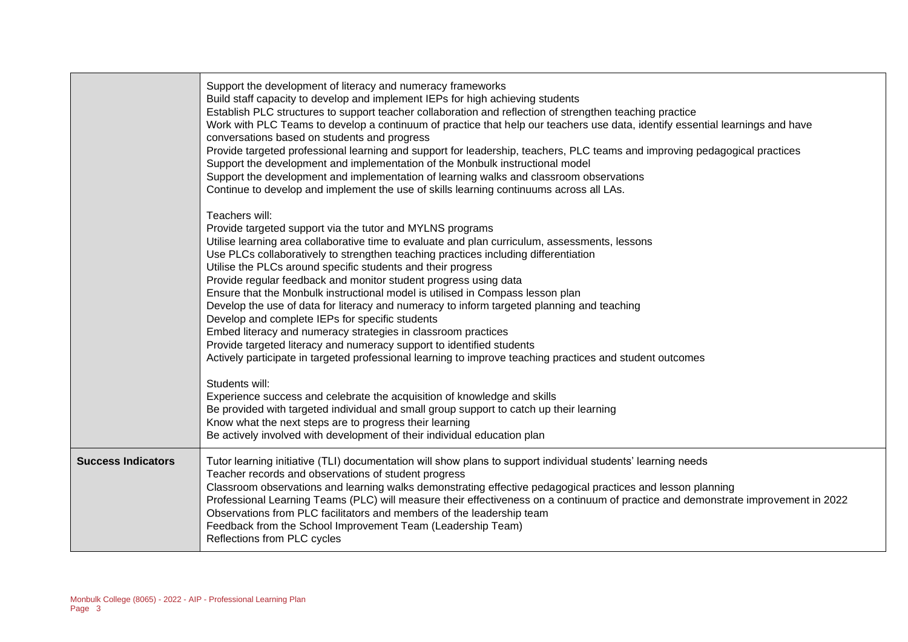| | |
|---|---|
| | Support the development of literacy and numeracy frameworks<br>Build staff capacity to develop and implement IEPs for high achieving students<br>Establish PLC structures to support teacher collaboration and reflection of strengthen teaching practice<br>Work with PLC Teams to develop a continuum of practice that help our teachers use data, identify essential learnings and have conversations based on students and progress<br>Provide targeted professional learning and support for leadership, teachers, PLC teams and improving pedagogical practices<br>Support the development and implementation of the Monbulk instructional model<br>Support the development and implementation of learning walks and classroom observations<br>Continue to develop and implement the use of skills learning continuums across all LAs.<br><br>Teachers will:<br>Provide targeted support via the tutor and MYLNS programs<br>Utilise learning area collaborative time to evaluate and plan curriculum, assessments, lessons<br>Use PLCs collaboratively to strengthen teaching practices including differentiation<br>Utilise the PLCs around specific students and their progress<br>Provide regular feedback and monitor student progress using data<br>Ensure that the Monbulk instructional model is utilised in Compass lesson plan<br>Develop the use of data for literacy and numeracy to inform targeted planning and teaching<br>Develop and complete IEPs for specific students<br>Embed literacy and numeracy strategies in classroom practices<br>Provide targeted literacy and numeracy support to identified students<br>Actively participate in targeted professional learning to improve teaching practices and student outcomes<br><br>Students will:<br>Experience success and celebrate the acquisition of knowledge and skills<br>Be provided with targeted individual and small group support to catch up their learning<br>Know what the next steps are to progress their learning<br>Be actively involved with development of their individual education plan |
| **Success Indicators** | Tutor learning initiative (TLI) documentation will show plans to support individual students' learning needs<br>Teacher records and observations of student progress<br>Classroom observations and learning walks demonstrating effective pedagogical practices and lesson planning<br>Professional Learning Teams (PLC) will measure their effectiveness on a continuum of practice and demonstrate improvement in 2022<br>Observations from PLC facilitators and members of the leadership team<br>Feedback from the School Improvement Team (Leadership Team)<br>Reflections from PLC cycles |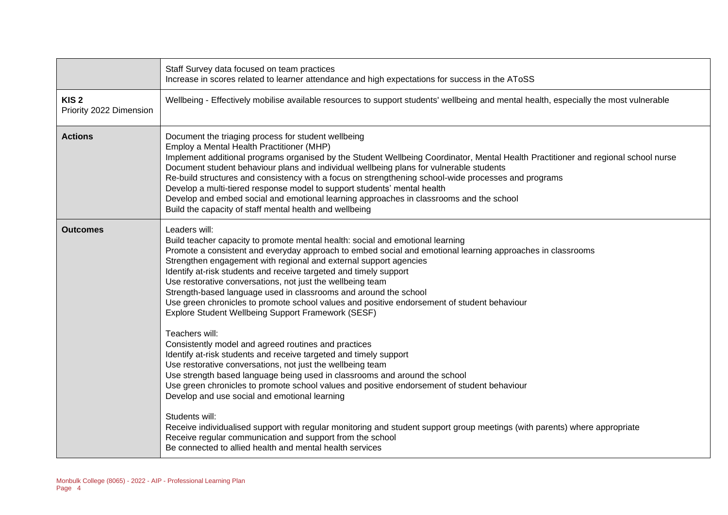| | |
|---|---|
| | Staff Survey data focused on team practices<br>Increase in scores related to learner attendance and high expectations for success in the AToSS |
| **KIS 2**<br>Priority 2022 Dimension | Wellbeing - Effectively mobilise available resources to support students' wellbeing and mental health, especially the most vulnerable |
| **Actions** | Document the triaging process for student wellbeing<br>Employ a Mental Health Practitioner (MHP)<br>Implement additional programs organised by the Student Wellbeing Coordinator, Mental Health Practitioner and regional school nurse<br>Document student behaviour plans and individual wellbeing plans for vulnerable students<br>Re-build structures and consistency with a focus on strengthening school-wide processes and programs<br>Develop a multi-tiered response model to support students' mental health<br>Develop and embed social and emotional learning approaches in classrooms and the school<br>Build the capacity of staff mental health and wellbeing |
| **Outcomes** | Leaders will:<br>Build teacher capacity to promote mental health: social and emotional learning<br>Promote a consistent and everyday approach to embed social and emotional learning approaches in classrooms<br>Strengthen engagement with regional and external support agencies<br>Identify at-risk students and receive targeted and timely support<br>Use restorative conversations, not just the wellbeing team<br>Strength-based language used in classrooms and around the school<br>Use green chronicles to promote school values and positive endorsement of student behaviour<br>Explore Student Wellbeing Support Framework (SESF)<br><br>Teachers will:<br>Consistently model and agreed routines and practices<br>Identify at-risk students and receive targeted and timely support<br>Use restorative conversations, not just the wellbeing team<br>Use strength based language being used in classrooms and around the school<br>Use green chronicles to promote school values and positive endorsement of student behaviour<br>Develop and use social and emotional learning<br><br>Students will:<br>Receive individualised support with regular monitoring and student support group meetings (with parents) where appropriate<br>Receive regular communication and support from the school<br>Be connected to allied health and mental health services |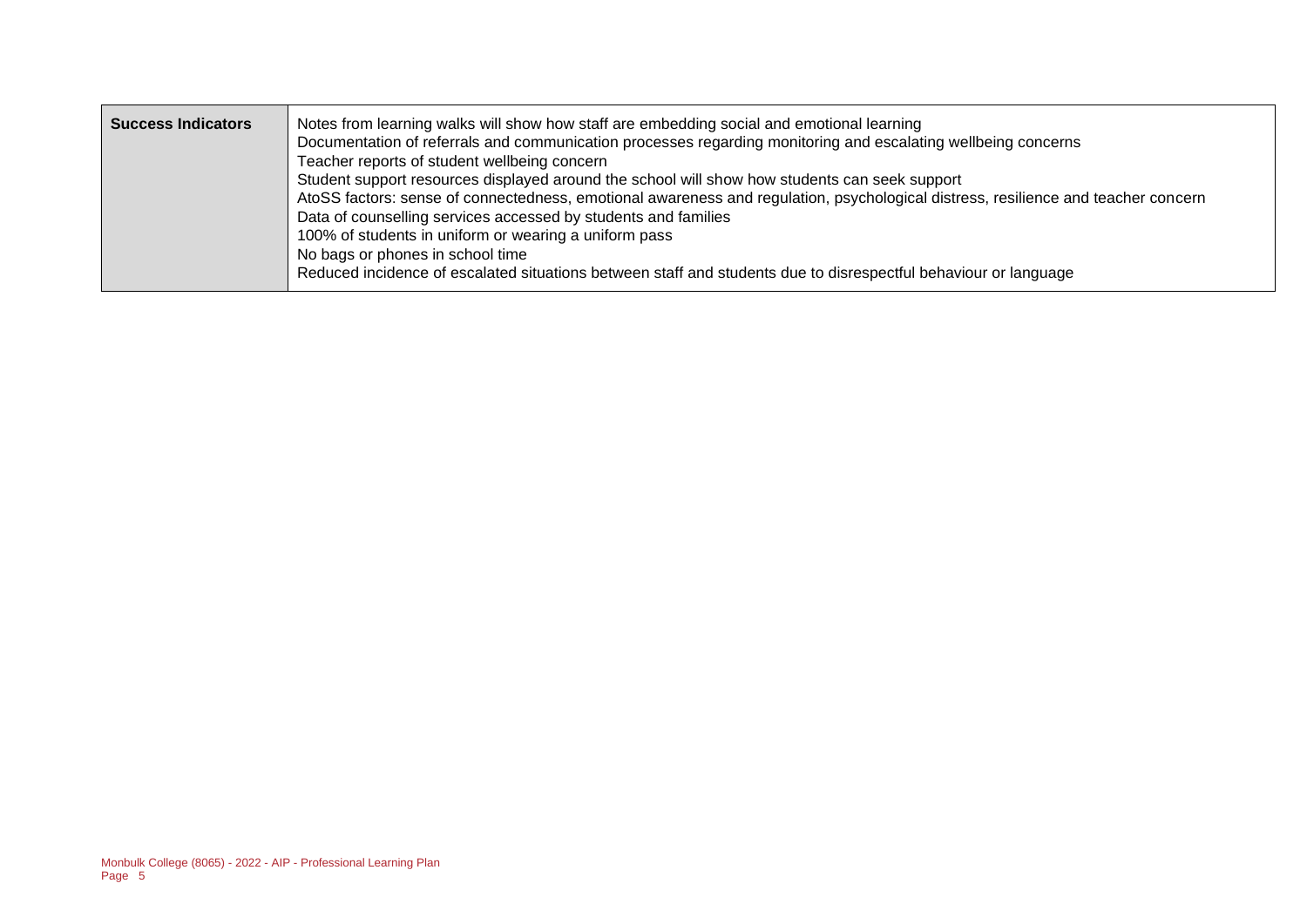| | |
|---|---|
| **Success Indicators** | Notes from learning walks will show how staff are embedding social and emotional learning<br>Documentation of referrals and communication processes regarding monitoring and escalating wellbeing concerns<br>Teacher reports of student wellbeing concern<br>Student support resources displayed around the school will show how students can seek support<br>AtoSS factors: sense of connectedness, emotional awareness and regulation, psychological distress, resilience and teacher concern<br>Data of counselling services accessed by students and families<br>100% of students in uniform or wearing a uniform pass<br>No bags or phones in school time<br>Reduced incidence of escalated situations between staff and students due to disrespectful behaviour or language |